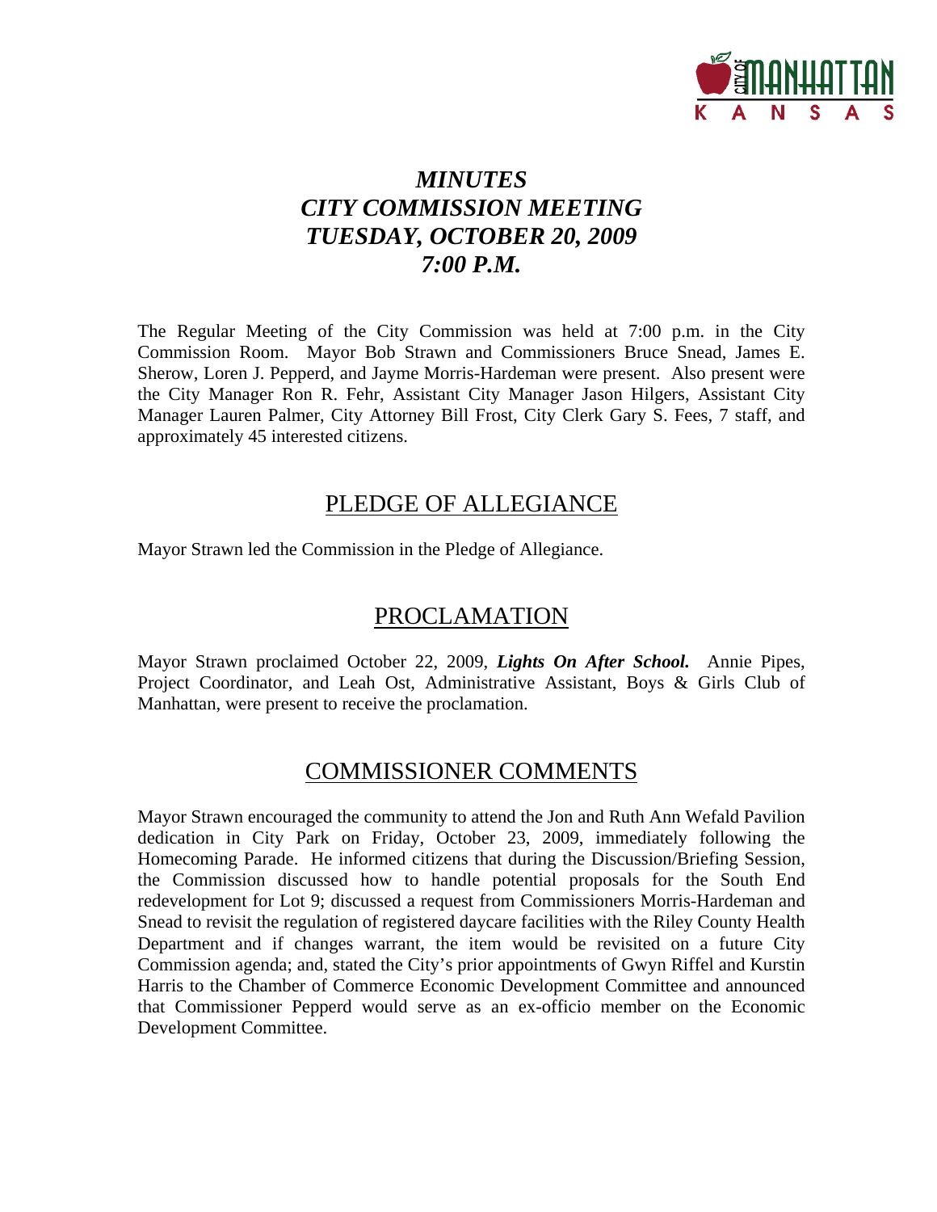# *MINUTES*
# *CITY COMMISSION MEETING*
# *TUESDAY, OCTOBER 20, 2009*
# *7:00 P.M.*

The Regular Meeting of the City Commission was held at 7:00 p.m. in the City Commission Room. Mayor Bob Strawn and Commissioners Bruce Snead, James E. Sherow, Loren J. Pepperd, and Jayme Morris-Hardeman were present. Also present were the City Manager Ron R. Fehr, Assistant City Manager Jason Hilgers, Assistant City Manager Lauren Palmer, City Attorney Bill Frost, City Clerk Gary S. Fees, 7 staff, and approximately 45 interested citizens.

## PLEDGE OF ALLEGIANCE

Mayor Strawn led the Commission in the Pledge of Allegiance.

## PROCLAMATION

Mayor Strawn proclaimed October 22, 2009, ***Lights On After School.*** Annie Pipes, Project Coordinator, and Leah Ost, Administrative Assistant, Boys & Girls Club of Manhattan, were present to receive the proclamation.

## COMMISSIONER COMMENTS

Mayor Strawn encouraged the community to attend the Jon and Ruth Ann Wefald Pavilion dedication in City Park on Friday, October 23, 2009, immediately following the Homecoming Parade. He informed citizens that during the Discussion/Briefing Session, the Commission discussed how to handle potential proposals for the South End redevelopment for Lot 9; discussed a request from Commissioners Morris-Hardeman and Snead to revisit the regulation of registered daycare facilities with the Riley County Health Department and if changes warrant, the item would be revisited on a future City Commission agenda; and, stated the City's prior appointments of Gwyn Riffel and Kurstin Harris to the Chamber of Commerce Economic Development Committee and announced that Commissioner Pepperd would serve as an ex-officio member on the Economic Development Committee.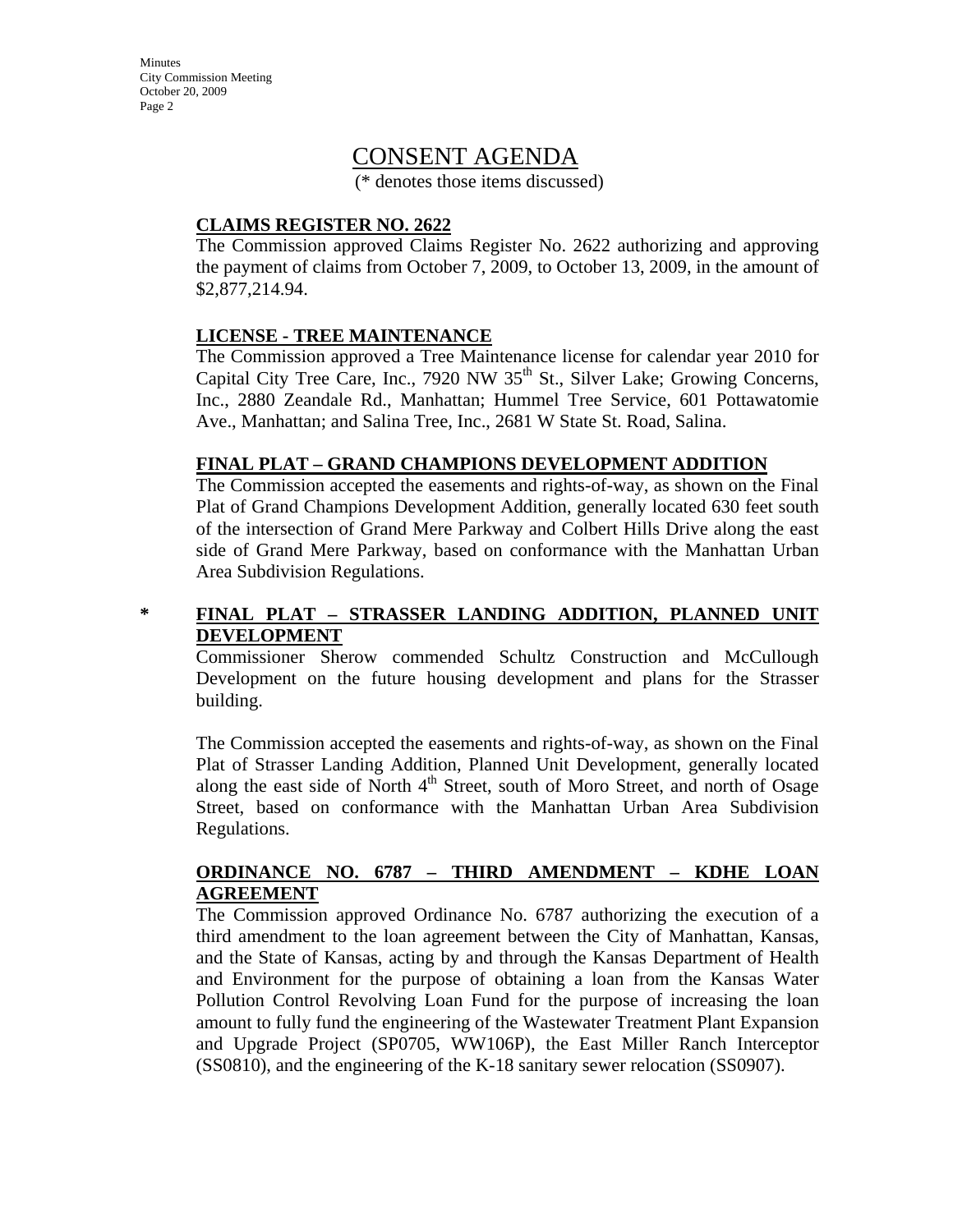# CONSENT AGENDA

(* denotes those items discussed)

**CLAIMS REGISTER NO. 2622**

The Commission approved Claims Register No. 2622 authorizing and approving the payment of claims from October 7, 2009, to October 13, 2009, in the amount of $2,877,214.94.

**LICENSE - TREE MAINTENANCE**

The Commission approved a Tree Maintenance license for calendar year 2010 for Capital City Tree Care, Inc., 7920 NW 35th St., Silver Lake; Growing Concerns, Inc., 2880 Zeandale Rd., Manhattan; Hummel Tree Service, 601 Pottawatomie Ave., Manhattan; and Salina Tree, Inc., 2681 W State St. Road, Salina.

**FINAL PLAT – GRAND CHAMPIONS DEVELOPMENT ADDITION**

The Commission accepted the easements and rights-of-way, as shown on the Final Plat of Grand Champions Development Addition, generally located 630 feet south of the intersection of Grand Mere Parkway and Colbert Hills Drive along the east side of Grand Mere Parkway, based on conformance with the Manhattan Urban Area Subdivision Regulations.

\* **FINAL PLAT – STRASSER LANDING ADDITION, PLANNED UNIT DEVELOPMENT**

Commissioner Sherow commended Schultz Construction and McCullough Development on the future housing development and plans for the Strasser building.

The Commission accepted the easements and rights-of-way, as shown on the Final Plat of Strasser Landing Addition, Planned Unit Development, generally located along the east side of North 4th Street, south of Moro Street, and north of Osage Street, based on conformance with the Manhattan Urban Area Subdivision Regulations.

**ORDINANCE NO. 6787 – THIRD AMENDMENT – KDHE LOAN AGREEMENT**

The Commission approved Ordinance No. 6787 authorizing the execution of a third amendment to the loan agreement between the City of Manhattan, Kansas, and the State of Kansas, acting by and through the Kansas Department of Health and Environment for the purpose of obtaining a loan from the Kansas Water Pollution Control Revolving Loan Fund for the purpose of increasing the loan amount to fully fund the engineering of the Wastewater Treatment Plant Expansion and Upgrade Project (SP0705, WW106P), the East Miller Ranch Interceptor (SS0810), and the engineering of the K-18 sanitary sewer relocation (SS0907).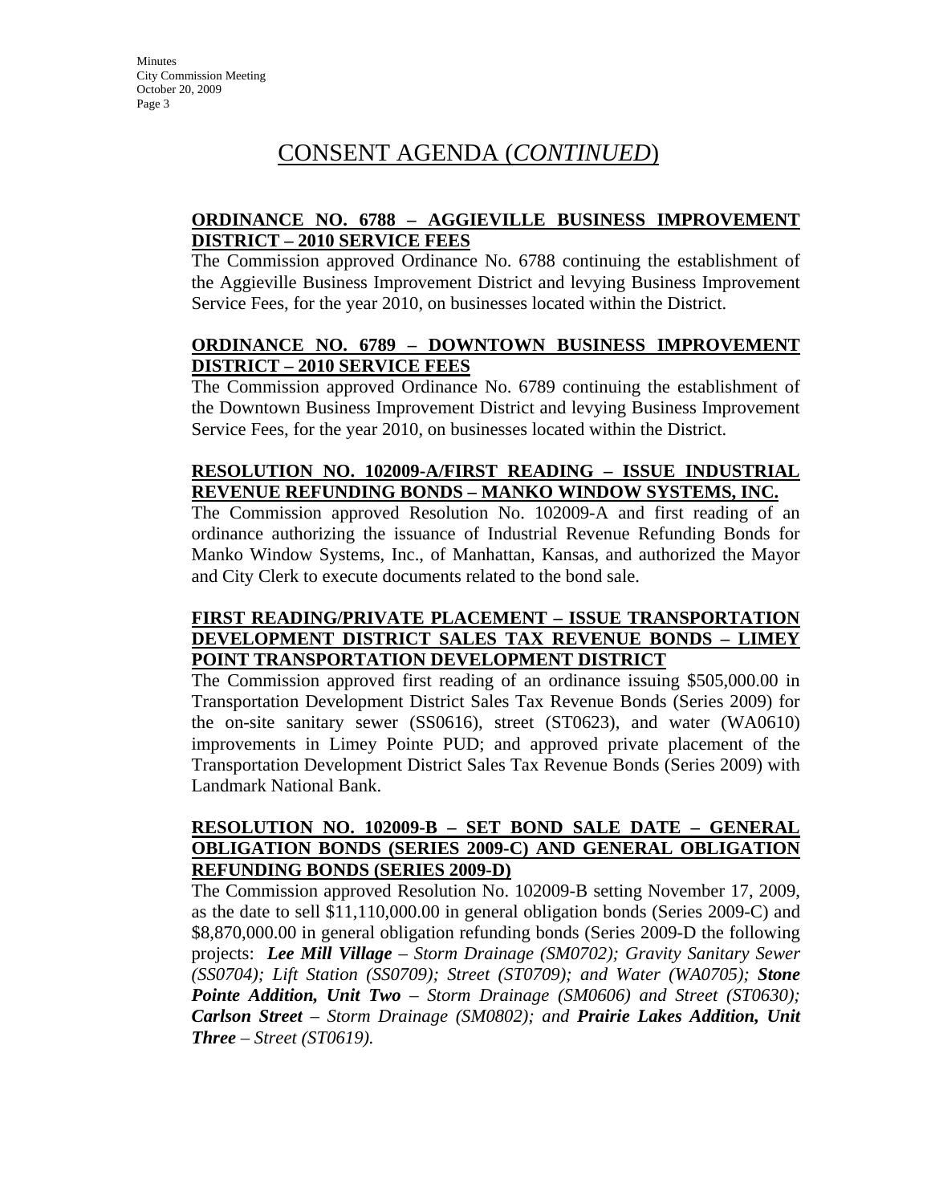# CONSENT AGENDA (*CONTINUED*)

**ORDINANCE NO. 6788 – AGGIEVILLE BUSINESS IMPROVEMENT DISTRICT – 2010 SERVICE FEES**

The Commission approved Ordinance No. 6788 continuing the establishment of the Aggieville Business Improvement District and levying Business Improvement Service Fees, for the year 2010, on businesses located within the District.

**ORDINANCE NO. 6789 – DOWNTOWN BUSINESS IMPROVEMENT DISTRICT – 2010 SERVICE FEES**

The Commission approved Ordinance No. 6789 continuing the establishment of the Downtown Business Improvement District and levying Business Improvement Service Fees, for the year 2010, on businesses located within the District.

**RESOLUTION NO. 102009-A/FIRST READING – ISSUE INDUSTRIAL REVENUE REFUNDING BONDS – MANKO WINDOW SYSTEMS, INC.**

The Commission approved Resolution No. 102009-A and first reading of an ordinance authorizing the issuance of Industrial Revenue Refunding Bonds for Manko Window Systems, Inc., of Manhattan, Kansas, and authorized the Mayor and City Clerk to execute documents related to the bond sale.

**FIRST READING/PRIVATE PLACEMENT – ISSUE TRANSPORTATION DEVELOPMENT DISTRICT SALES TAX REVENUE BONDS – LIMEY POINT TRANSPORTATION DEVELOPMENT DISTRICT**

The Commission approved first reading of an ordinance issuing $505,000.00 in Transportation Development District Sales Tax Revenue Bonds (Series 2009) for the on-site sanitary sewer (SS0616), street (ST0623), and water (WA0610) improvements in Limey Pointe PUD; and approved private placement of the Transportation Development District Sales Tax Revenue Bonds (Series 2009) with Landmark National Bank.

**RESOLUTION NO. 102009-B – SET BOND SALE DATE – GENERAL OBLIGATION BONDS (SERIES 2009-C) AND GENERAL OBLIGATION REFUNDING BONDS (SERIES 2009-D)**

The Commission approved Resolution No. 102009-B setting November 17, 2009, as the date to sell $11,110,000.00 in general obligation bonds (Series 2009-C) and $8,870,000.00 in general obligation refunding bonds (Series 2009-D the following projects: ***Lee Mill Village*** *– Storm Drainage (SM0702); Gravity Sanitary Sewer (SS0704); Lift Station (SS0709); Street (ST0709); and Water (WA0705);* ***Stone Pointe Addition, Unit Two*** *– Storm Drainage (SM0606) and Street (ST0630);* ***Carlson Street*** *– Storm Drainage (SM0802); and* ***Prairie Lakes Addition, Unit Three*** *– Street (ST0619).*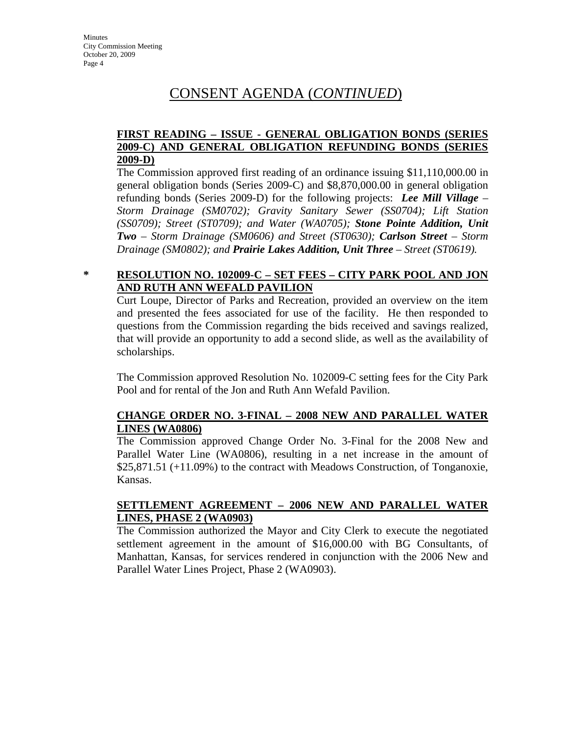## CONSENT AGENDA (*CONTINUED*)

**FIRST READING – ISSUE - GENERAL OBLIGATION BONDS (SERIES 2009-C) AND GENERAL OBLIGATION REFUNDING BONDS (SERIES 2009-D)**

The Commission approved first reading of an ordinance issuing $11,110,000.00 in general obligation bonds (Series 2009-C) and $8,870,000.00 in general obligation refunding bonds (Series 2009-D) for the following projects: ***Lee Mill Village*** *– Storm Drainage (SM0702); Gravity Sanitary Sewer (SS0704); Lift Station (SS0709); Street (ST0709); and Water (WA0705);* ***Stone Pointe Addition, Unit Two*** *– Storm Drainage (SM0606) and Street (ST0630);* ***Carlson Street*** *– Storm Drainage (SM0802); and* ***Prairie Lakes Addition, Unit Three*** *– Street (ST0619).*

\* **RESOLUTION NO. 102009-C – SET FEES – CITY PARK POOL AND JON AND RUTH ANN WEFALD PAVILION**

Curt Loupe, Director of Parks and Recreation, provided an overview on the item and presented the fees associated for use of the facility. He then responded to questions from the Commission regarding the bids received and savings realized, that will provide an opportunity to add a second slide, as well as the availability of scholarships.

The Commission approved Resolution No. 102009-C setting fees for the City Park Pool and for rental of the Jon and Ruth Ann Wefald Pavilion.

**CHANGE ORDER NO. 3-FINAL – 2008 NEW AND PARALLEL WATER LINES (WA0806)**

The Commission approved Change Order No. 3-Final for the 2008 New and Parallel Water Line (WA0806), resulting in a net increase in the amount of $25,871.51 (+11.09%) to the contract with Meadows Construction, of Tonganoxie, Kansas.

**SETTLEMENT AGREEMENT – 2006 NEW AND PARALLEL WATER LINES, PHASE 2 (WA0903)**

The Commission authorized the Mayor and City Clerk to execute the negotiated settlement agreement in the amount of $16,000.00 with BG Consultants, of Manhattan, Kansas, for services rendered in conjunction with the 2006 New and Parallel Water Lines Project, Phase 2 (WA0903).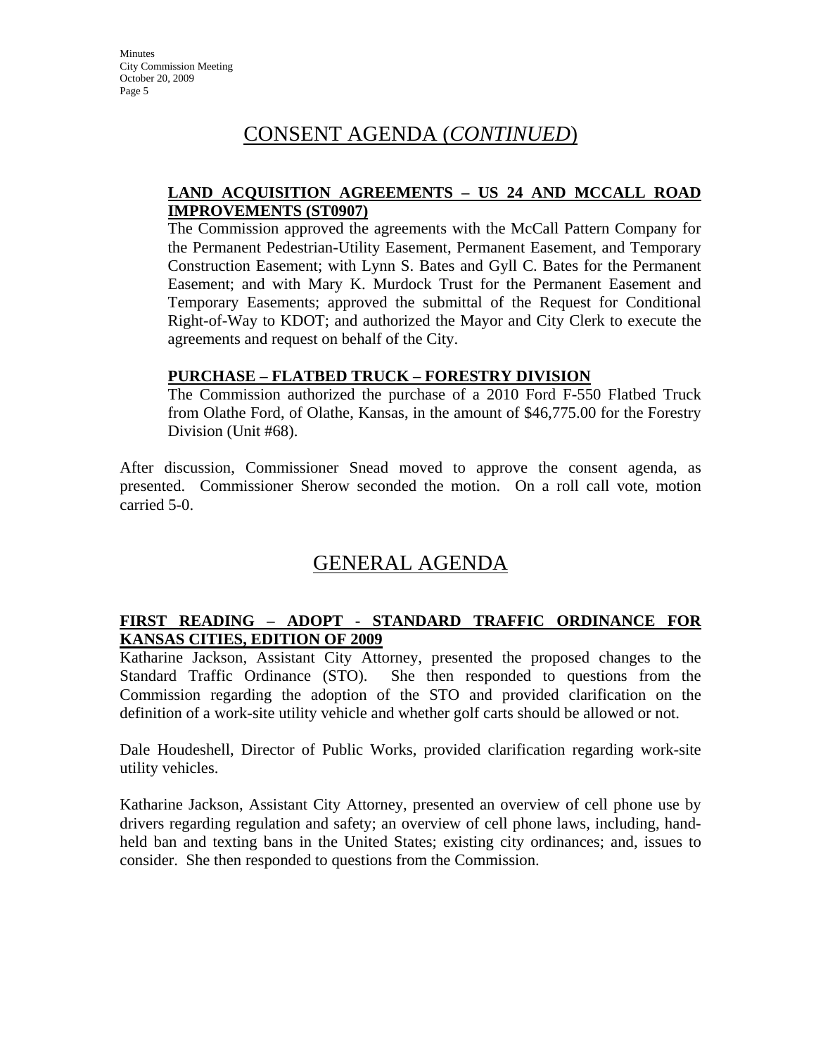# CONSENT AGENDA (*CONTINUED*)

**LAND ACQUISITION AGREEMENTS – US 24 AND MCCALL ROAD IMPROVEMENTS (ST0907)**

The Commission approved the agreements with the McCall Pattern Company for the Permanent Pedestrian-Utility Easement, Permanent Easement, and Temporary Construction Easement; with Lynn S. Bates and Gyll C. Bates for the Permanent Easement; and with Mary K. Murdock Trust for the Permanent Easement and Temporary Easements; approved the submittal of the Request for Conditional Right-of-Way to KDOT; and authorized the Mayor and City Clerk to execute the agreements and request on behalf of the City.

**PURCHASE – FLATBED TRUCK – FORESTRY DIVISION**

The Commission authorized the purchase of a 2010 Ford F-550 Flatbed Truck from Olathe Ford, of Olathe, Kansas, in the amount of $46,775.00 for the Forestry Division (Unit #68).

After discussion, Commissioner Snead moved to approve the consent agenda, as presented. Commissioner Sherow seconded the motion. On a roll call vote, motion carried 5-0.

# GENERAL AGENDA

**FIRST READING – ADOPT - STANDARD TRAFFIC ORDINANCE FOR KANSAS CITIES, EDITION OF 2009**

Katharine Jackson, Assistant City Attorney, presented the proposed changes to the Standard Traffic Ordinance (STO). She then responded to questions from the Commission regarding the adoption of the STO and provided clarification on the definition of a work-site utility vehicle and whether golf carts should be allowed or not.

Dale Houdeshell, Director of Public Works, provided clarification regarding work-site utility vehicles.

Katharine Jackson, Assistant City Attorney, presented an overview of cell phone use by drivers regarding regulation and safety; an overview of cell phone laws, including, hand-held ban and texting bans in the United States; existing city ordinances; and, issues to consider. She then responded to questions from the Commission.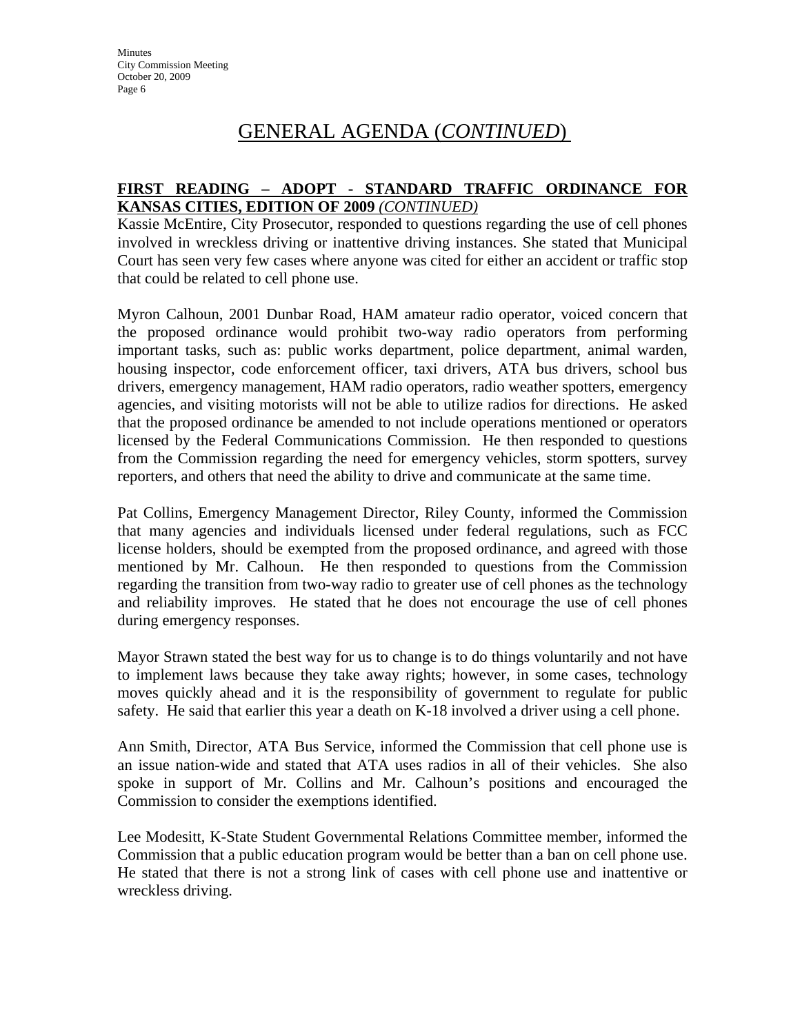# GENERAL AGENDA (*CONTINUED*)

**FIRST READING – ADOPT - STANDARD TRAFFIC ORDINANCE FOR KANSAS CITIES, EDITION OF 2009** ***(CONTINUED)***

Kassie McEntire, City Prosecutor, responded to questions regarding the use of cell phones involved in wreckless driving or inattentive driving instances. She stated that Municipal Court has seen very few cases where anyone was cited for either an accident or traffic stop that could be related to cell phone use.

Myron Calhoun, 2001 Dunbar Road, HAM amateur radio operator, voiced concern that the proposed ordinance would prohibit two-way radio operators from performing important tasks, such as: public works department, police department, animal warden, housing inspector, code enforcement officer, taxi drivers, ATA bus drivers, school bus drivers, emergency management, HAM radio operators, radio weather spotters, emergency agencies, and visiting motorists will not be able to utilize radios for directions. He asked that the proposed ordinance be amended to not include operations mentioned or operators licensed by the Federal Communications Commission. He then responded to questions from the Commission regarding the need for emergency vehicles, storm spotters, survey reporters, and others that need the ability to drive and communicate at the same time.

Pat Collins, Emergency Management Director, Riley County, informed the Commission that many agencies and individuals licensed under federal regulations, such as FCC license holders, should be exempted from the proposed ordinance, and agreed with those mentioned by Mr. Calhoun. He then responded to questions from the Commission regarding the transition from two-way radio to greater use of cell phones as the technology and reliability improves. He stated that he does not encourage the use of cell phones during emergency responses.

Mayor Strawn stated the best way for us to change is to do things voluntarily and not have to implement laws because they take away rights; however, in some cases, technology moves quickly ahead and it is the responsibility of government to regulate for public safety. He said that earlier this year a death on K-18 involved a driver using a cell phone.

Ann Smith, Director, ATA Bus Service, informed the Commission that cell phone use is an issue nation-wide and stated that ATA uses radios in all of their vehicles. She also spoke in support of Mr. Collins and Mr. Calhoun's positions and encouraged the Commission to consider the exemptions identified.

Lee Modesitt, K-State Student Governmental Relations Committee member, informed the Commission that a public education program would be better than a ban on cell phone use. He stated that there is not a strong link of cases with cell phone use and inattentive or wreckless driving.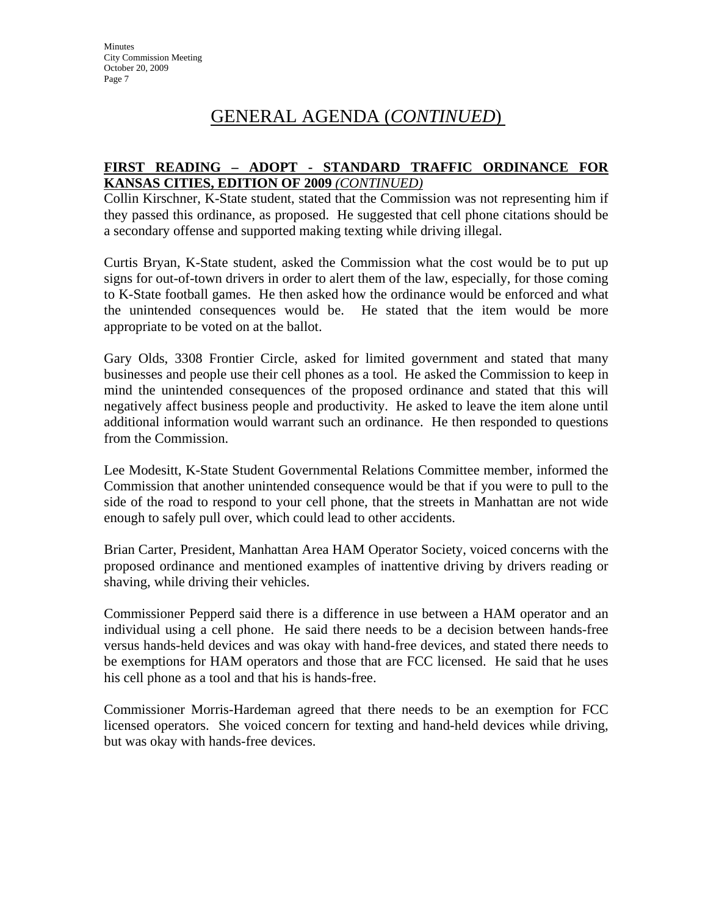# GENERAL AGENDA (*CONTINUED*)

**FIRST READING – ADOPT - STANDARD TRAFFIC ORDINANCE FOR KANSAS CITIES, EDITION OF 2009** *(CONTINUED)*

Collin Kirschner, K-State student, stated that the Commission was not representing him if they passed this ordinance, as proposed. He suggested that cell phone citations should be a secondary offense and supported making texting while driving illegal.

Curtis Bryan, K-State student, asked the Commission what the cost would be to put up signs for out-of-town drivers in order to alert them of the law, especially, for those coming to K-State football games. He then asked how the ordinance would be enforced and what the unintended consequences would be. He stated that the item would be more appropriate to be voted on at the ballot.

Gary Olds, 3308 Frontier Circle, asked for limited government and stated that many businesses and people use their cell phones as a tool. He asked the Commission to keep in mind the unintended consequences of the proposed ordinance and stated that this will negatively affect business people and productivity. He asked to leave the item alone until additional information would warrant such an ordinance. He then responded to questions from the Commission.

Lee Modesitt, K-State Student Governmental Relations Committee member, informed the Commission that another unintended consequence would be that if you were to pull to the side of the road to respond to your cell phone, that the streets in Manhattan are not wide enough to safely pull over, which could lead to other accidents.

Brian Carter, President, Manhattan Area HAM Operator Society, voiced concerns with the proposed ordinance and mentioned examples of inattentive driving by drivers reading or shaving, while driving their vehicles.

Commissioner Pepperd said there is a difference in use between a HAM operator and an individual using a cell phone. He said there needs to be a decision between hands-free versus hands-held devices and was okay with hand-free devices, and stated there needs to be exemptions for HAM operators and those that are FCC licensed. He said that he uses his cell phone as a tool and that his is hands-free.

Commissioner Morris-Hardeman agreed that there needs to be an exemption for FCC licensed operators. She voiced concern for texting and hand-held devices while driving, but was okay with hands-free devices.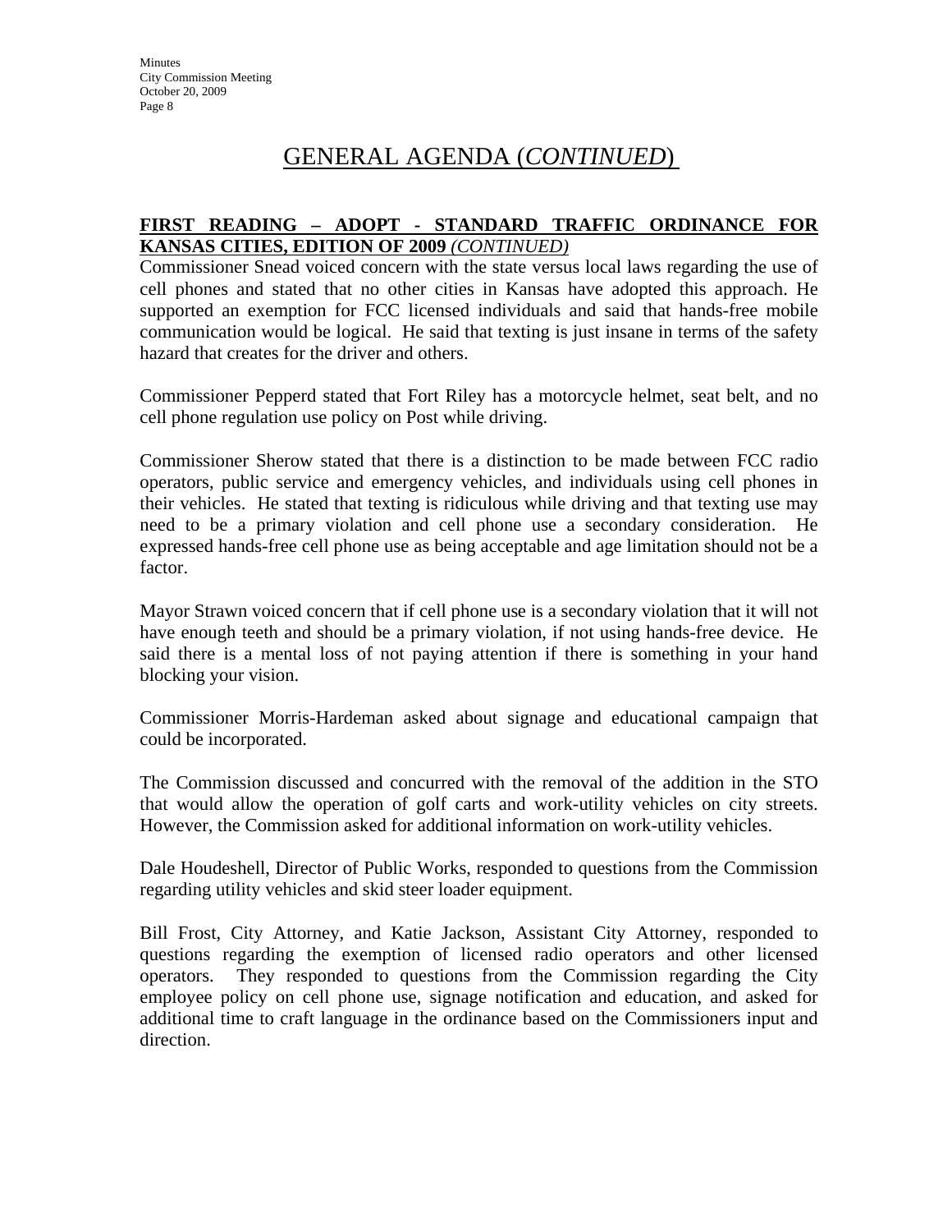## GENERAL AGENDA (*CONTINUED*)

**FIRST READING – ADOPT - STANDARD TRAFFIC ORDINANCE FOR KANSAS CITIES, EDITION OF 2009** ***(CONTINUED)***

Commissioner Snead voiced concern with the state versus local laws regarding the use of cell phones and stated that no other cities in Kansas have adopted this approach. He supported an exemption for FCC licensed individuals and said that hands-free mobile communication would be logical. He said that texting is just insane in terms of the safety hazard that creates for the driver and others.

Commissioner Pepperd stated that Fort Riley has a motorcycle helmet, seat belt, and no cell phone regulation use policy on Post while driving.

Commissioner Sherow stated that there is a distinction to be made between FCC radio operators, public service and emergency vehicles, and individuals using cell phones in their vehicles. He stated that texting is ridiculous while driving and that texting use may need to be a primary violation and cell phone use a secondary consideration. He expressed hands-free cell phone use as being acceptable and age limitation should not be a factor.

Mayor Strawn voiced concern that if cell phone use is a secondary violation that it will not have enough teeth and should be a primary violation, if not using hands-free device. He said there is a mental loss of not paying attention if there is something in your hand blocking your vision.

Commissioner Morris-Hardeman asked about signage and educational campaign that could be incorporated.

The Commission discussed and concurred with the removal of the addition in the STO that would allow the operation of golf carts and work-utility vehicles on city streets. However, the Commission asked for additional information on work-utility vehicles.

Dale Houdeshell, Director of Public Works, responded to questions from the Commission regarding utility vehicles and skid steer loader equipment.

Bill Frost, City Attorney, and Katie Jackson, Assistant City Attorney, responded to questions regarding the exemption of licensed radio operators and other licensed operators. They responded to questions from the Commission regarding the City employee policy on cell phone use, signage notification and education, and asked for additional time to craft language in the ordinance based on the Commissioners input and direction.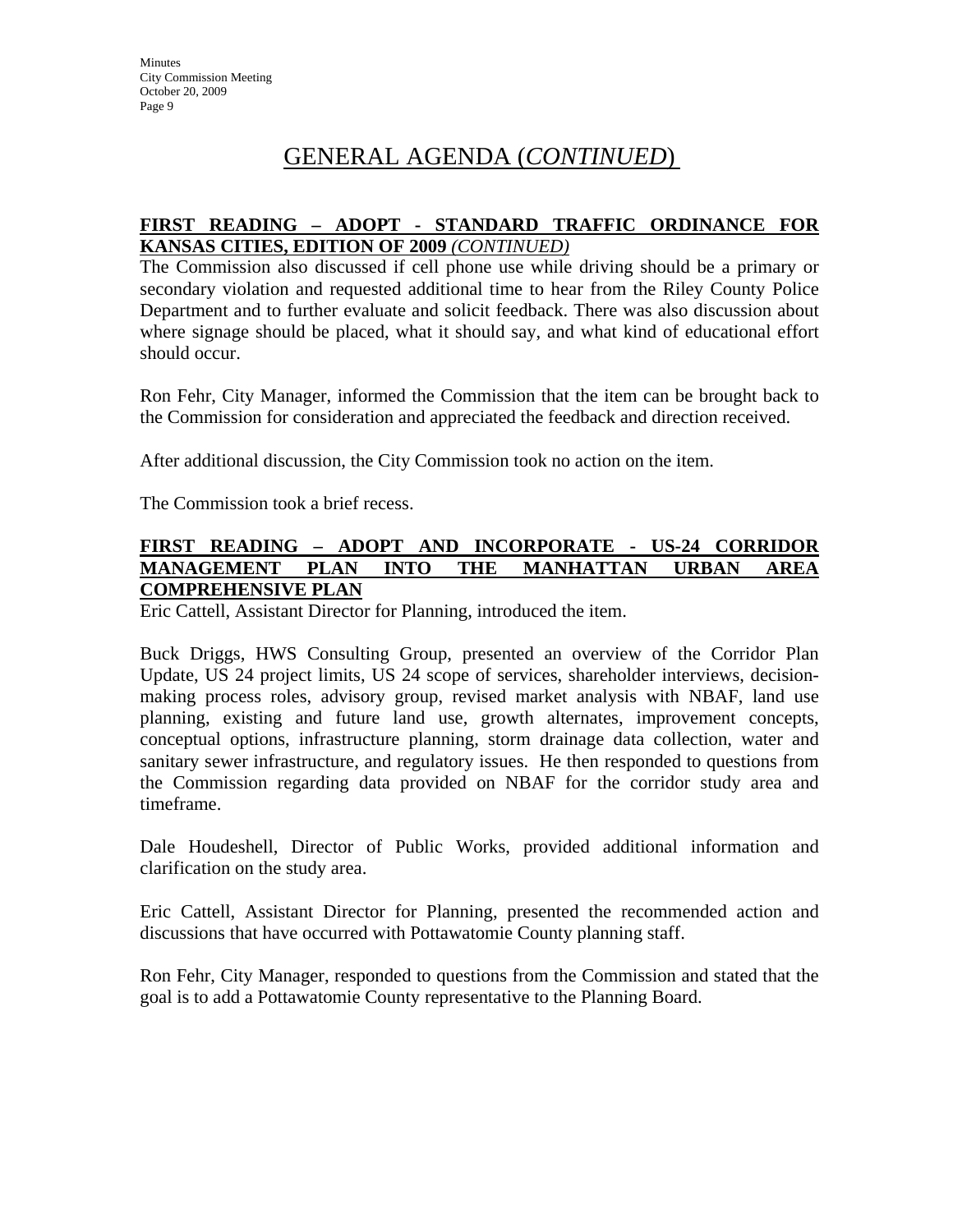# GENERAL AGENDA (*CONTINUED*)

**FIRST READING – ADOPT - STANDARD TRAFFIC ORDINANCE FOR KANSAS CITIES, EDITION OF 2009 *(CONTINUED)***

The Commission also discussed if cell phone use while driving should be a primary or secondary violation and requested additional time to hear from the Riley County Police Department and to further evaluate and solicit feedback. There was also discussion about where signage should be placed, what it should say, and what kind of educational effort should occur.

Ron Fehr, City Manager, informed the Commission that the item can be brought back to the Commission for consideration and appreciated the feedback and direction received.

After additional discussion, the City Commission took no action on the item.

The Commission took a brief recess.

**FIRST READING – ADOPT AND INCORPORATE - US-24 CORRIDOR MANAGEMENT PLAN INTO THE MANHATTAN URBAN AREA COMPREHENSIVE PLAN**

Eric Cattell, Assistant Director for Planning, introduced the item.

Buck Driggs, HWS Consulting Group, presented an overview of the Corridor Plan Update, US 24 project limits, US 24 scope of services, shareholder interviews, decision-making process roles, advisory group, revised market analysis with NBAF, land use planning, existing and future land use, growth alternates, improvement concepts, conceptual options, infrastructure planning, storm drainage data collection, water and sanitary sewer infrastructure, and regulatory issues. He then responded to questions from the Commission regarding data provided on NBAF for the corridor study area and timeframe.

Dale Houdeshell, Director of Public Works, provided additional information and clarification on the study area.

Eric Cattell, Assistant Director for Planning, presented the recommended action and discussions that have occurred with Pottawatomie County planning staff.

Ron Fehr, City Manager, responded to questions from the Commission and stated that the goal is to add a Pottawatomie County representative to the Planning Board.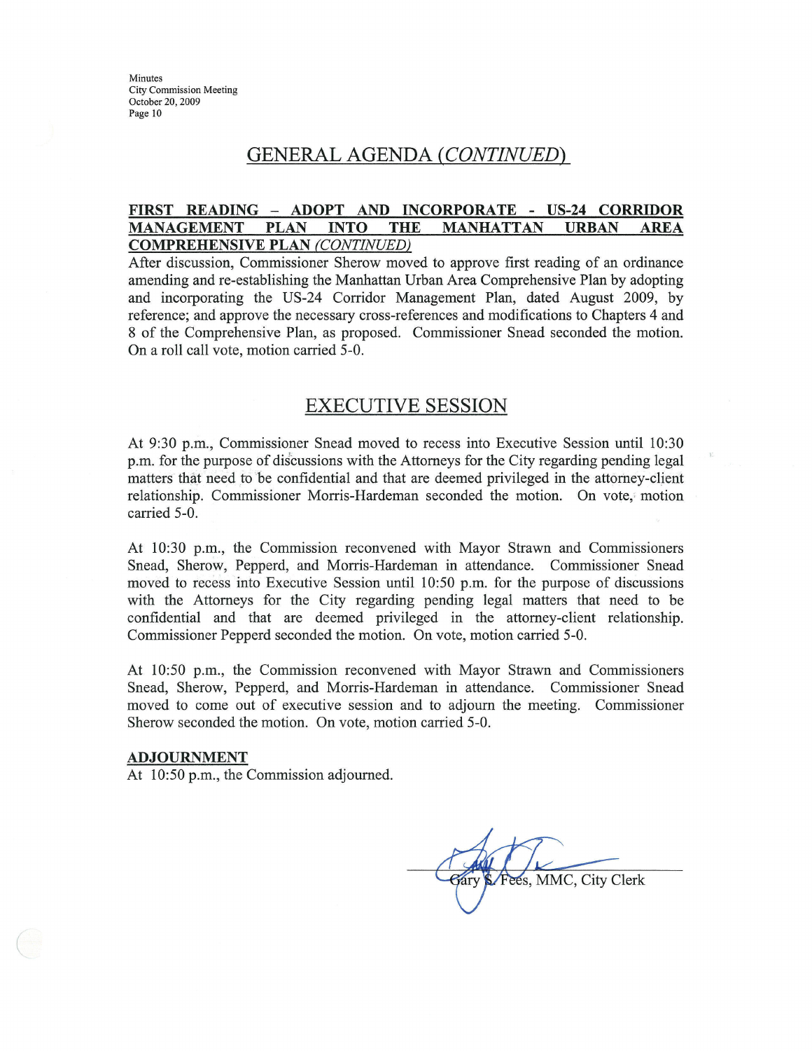## GENERAL AGENDA *(CONTINUED)*

**FIRST READING – ADOPT AND INCORPORATE - US-24 CORRIDOR MANAGEMENT PLAN INTO THE MANHATTAN URBAN AREA COMPREHENSIVE PLAN** ***(CONTINUED)***

After discussion, Commissioner Sherow moved to approve first reading of an ordinance amending and re-establishing the Manhattan Urban Area Comprehensive Plan by adopting and incorporating the US-24 Corridor Management Plan, dated August 2009, by reference; and approve the necessary cross-references and modifications to Chapters 4 and 8 of the Comprehensive Plan, as proposed. Commissioner Snead seconded the motion. On a roll call vote, motion carried 5-0.

## EXECUTIVE SESSION

At 9:30 p.m., Commissioner Snead moved to recess into Executive Session until 10:30 p.m. for the purpose of discussions with the Attorneys for the City regarding pending legal matters that need to be confidential and that are deemed privileged in the attorney-client relationship. Commissioner Morris-Hardeman seconded the motion. On vote, motion carried 5-0.

At 10:30 p.m., the Commission reconvened with Mayor Strawn and Commissioners Snead, Sherow, Pepperd, and Morris-Hardeman in attendance. Commissioner Snead moved to recess into Executive Session until 10:50 p.m. for the purpose of discussions with the Attorneys for the City regarding pending legal matters that need to be confidential and that are deemed privileged in the attorney-client relationship. Commissioner Pepperd seconded the motion. On vote, motion carried 5-0.

At 10:50 p.m., the Commission reconvened with Mayor Strawn and Commissioners Snead, Sherow, Pepperd, and Morris-Hardeman in attendance. Commissioner Snead moved to come out of executive session and to adjourn the meeting. Commissioner Sherow seconded the motion. On vote, motion carried 5-0.

**ADJOURNMENT**

At 10:50 p.m., the Commission adjourned.

Gary S. Fees, MMC, City Clerk